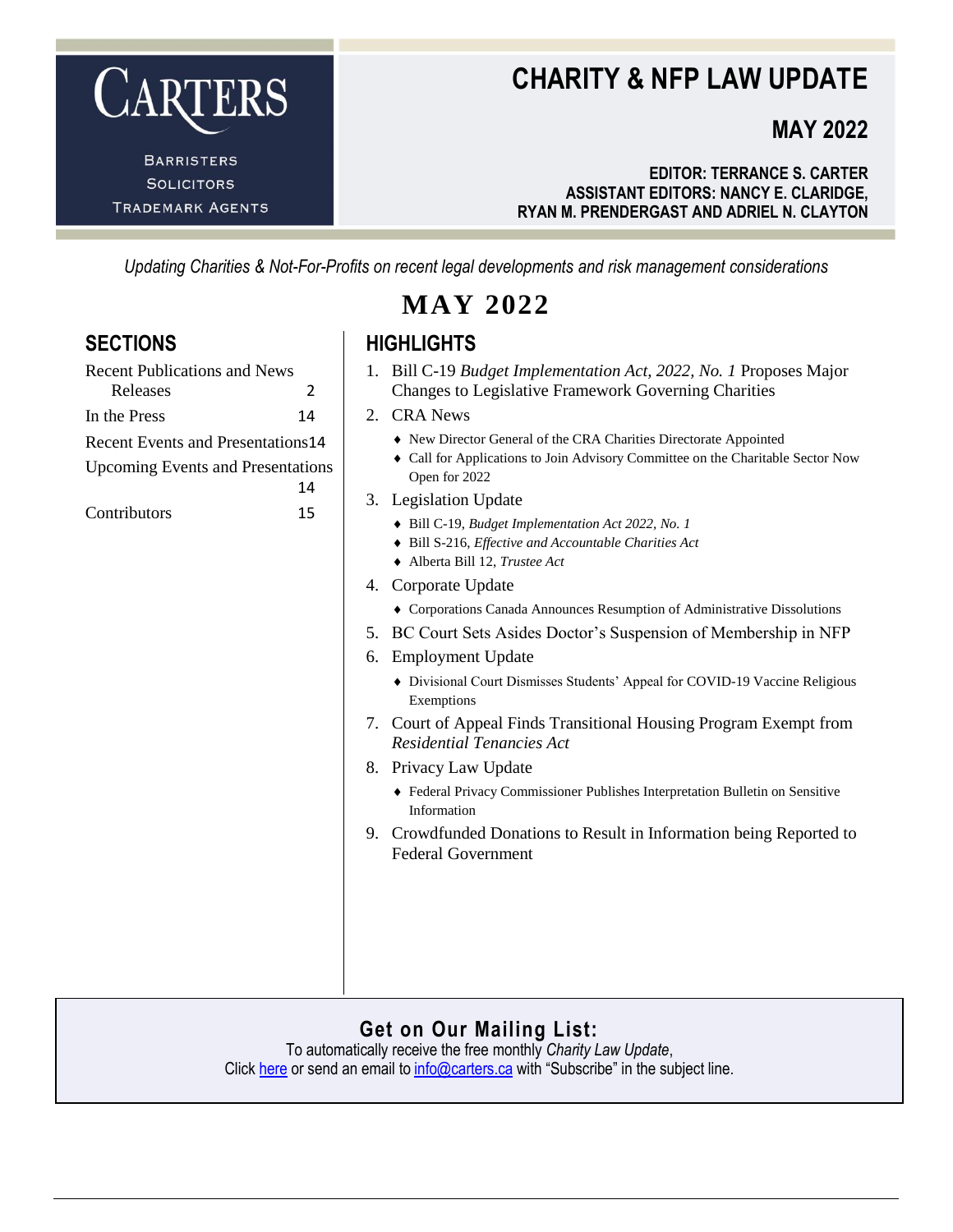# CARTERS

BARRISTERS
SOLICITORS
TRADEMARK AGENTS

# CHARITY & NFP LAW UPDATE

## MAY 2022

**EDITOR: TERRANCE S. CARTER**
**ASSISTANT EDITORS: NANCY E. CLARIDGE, RYAN M. PRENDERGAST AND ADRIEL N. CLAYTON**

*Updating Charities & Not-For-Profits on recent legal developments and risk management considerations*

# MAY 2022

## SECTIONS

| | |
|---|---|
| Recent Publications and News Releases | 2 |
| In the Press | 14 |
| Recent Events and Presentations | 14 |
| Upcoming Events and Presentations | 14 |
| Contributors | 15 |

## HIGHLIGHTS

1. Bill C-19 *Budget Implementation Act, 2022, No. 1* Proposes Major Changes to Legislative Framework Governing Charities
2. CRA News
   - New Director General of the CRA Charities Directorate Appointed
   - Call for Applications to Join Advisory Committee on the Charitable Sector Now Open for 2022
3. Legislation Update
   - Bill C-19, *Budget Implementation Act 2022, No. 1*
   - Bill S-216, *Effective and Accountable Charities Act*
   - Alberta Bill 12, *Trustee Act*
4. Corporate Update
   - Corporations Canada Announces Resumption of Administrative Dissolutions
5. BC Court Sets Asides Doctor's Suspension of Membership in NFP
6. Employment Update
   - Divisional Court Dismisses Students' Appeal for COVID-19 Vaccine Religious Exemptions
7. Court of Appeal Finds Transitional Housing Program Exempt from *Residential Tenancies Act*
8. Privacy Law Update
   - Federal Privacy Commissioner Publishes Interpretation Bulletin on Sensitive Information
9. Crowdfunded Donations to Result in Information being Reported to Federal Government

## Get on Our Mailing List:

To automatically receive the free monthly *Charity Law Update*,
Click here or send an email to info@carters.ca with "Subscribe" in the subject line.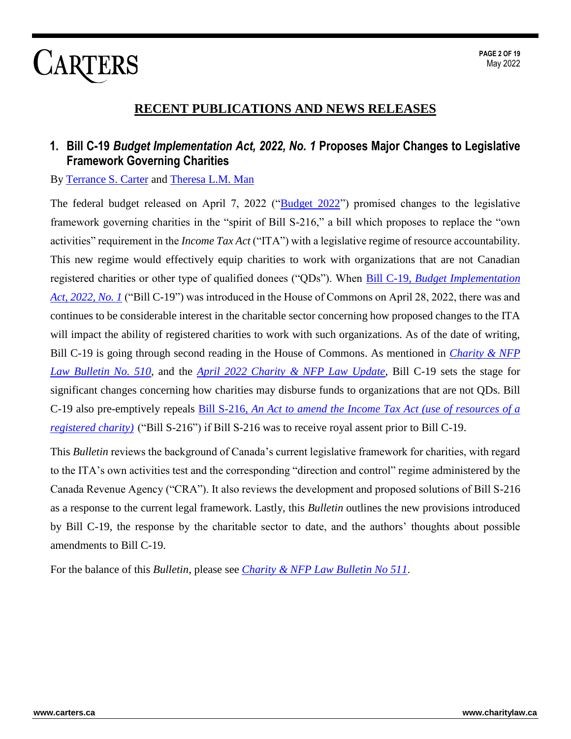## RECENT PUBLICATIONS AND NEWS RELEASES

### 1. Bill C-19 *Budget Implementation Act, 2022, No. 1* Proposes Major Changes to Legislative Framework Governing Charities

By Terrance S. Carter and Theresa L.M. Man

The federal budget released on April 7, 2022 ("Budget 2022") promised changes to the legislative framework governing charities in the "spirit of Bill S-216," a bill which proposes to replace the "own activities" requirement in the *Income Tax Act* ("ITA") with a legislative regime of resource accountability. This new regime would effectively equip charities to work with organizations that are not Canadian registered charities or other type of qualified donees ("QDs"). When Bill C-19, *Budget Implementation Act, 2022, No. 1* ("Bill C-19") was introduced in the House of Commons on April 28, 2022, there was and continues to be considerable interest in the charitable sector concerning how proposed changes to the ITA will impact the ability of registered charities to work with such organizations. As of the date of writing, Bill C-19 is going through second reading in the House of Commons. As mentioned in *Charity & NFP Law Bulletin No. 510*, and the *April 2022 Charity & NFP Law Update*, Bill C-19 sets the stage for significant changes concerning how charities may disburse funds to organizations that are not QDs. Bill C-19 also pre-emptively repeals Bill S-216, *An Act to amend the Income Tax Act (use of resources of a registered charity)* ("Bill S-216") if Bill S-216 was to receive royal assent prior to Bill C-19.

This *Bulletin* reviews the background of Canada's current legislative framework for charities, with regard to the ITA's own activities test and the corresponding "direction and control" regime administered by the Canada Revenue Agency ("CRA"). It also reviews the development and proposed solutions of Bill S-216 as a response to the current legal framework. Lastly, this *Bulletin* outlines the new provisions introduced by Bill C-19, the response by the charitable sector to date, and the authors' thoughts about possible amendments to Bill C-19.

For the balance of this *Bulletin*, please see *Charity & NFP Law Bulletin No 511*.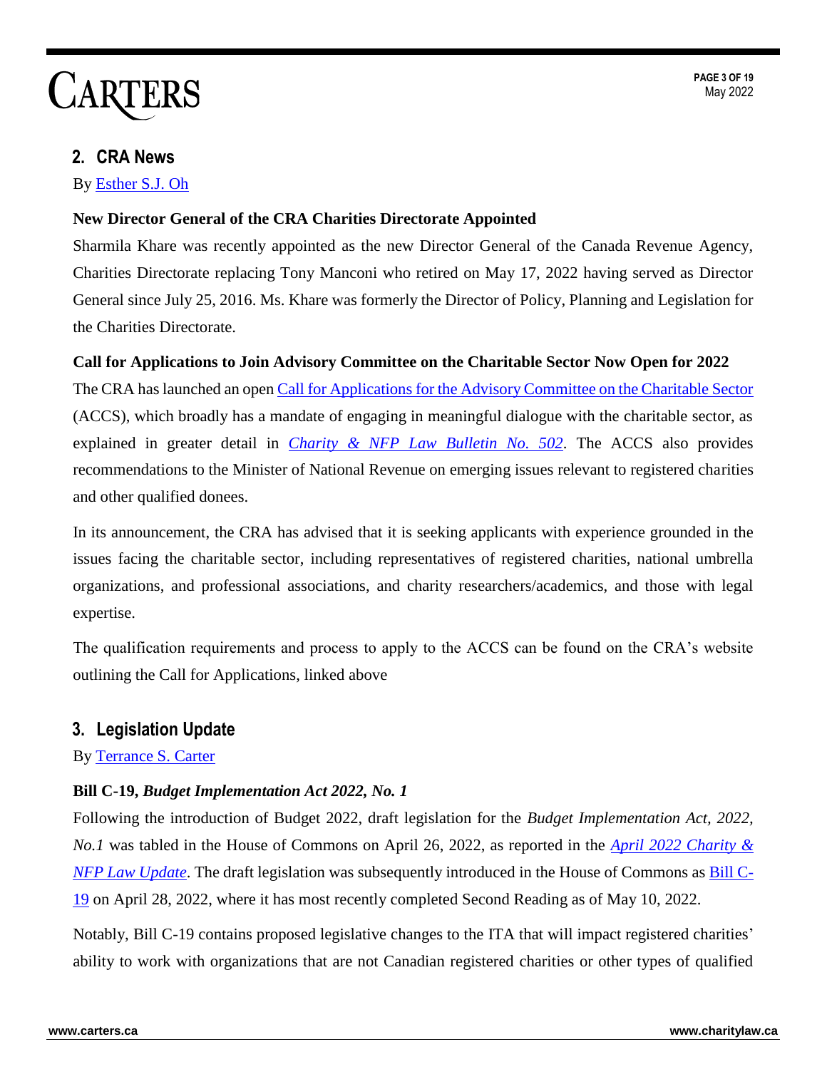## 2. CRA News

By [Esther S.J. Oh]

**New Director General of the CRA Charities Directorate Appointed**

Sharmila Khare was recently appointed as the new Director General of the Canada Revenue Agency, Charities Directorate replacing Tony Manconi who retired on May 17, 2022 having served as Director General since July 25, 2016. Ms. Khare was formerly the Director of Policy, Planning and Legislation for the Charities Directorate.

**Call for Applications to Join Advisory Committee on the Charitable Sector Now Open for 2022**

The CRA has launched an open Call for Applications for the Advisory Committee on the Charitable Sector (ACCS), which broadly has a mandate of engaging in meaningful dialogue with the charitable sector, as explained in greater detail in *Charity & NFP Law Bulletin No. 502*. The ACCS also provides recommendations to the Minister of National Revenue on emerging issues relevant to registered charities and other qualified donees.

In its announcement, the CRA has advised that it is seeking applicants with experience grounded in the issues facing the charitable sector, including representatives of registered charities, national umbrella organizations, and professional associations, and charity researchers/academics, and those with legal expertise.

The qualification requirements and process to apply to the ACCS can be found on the CRA's website outlining the Call for Applications, linked above

## 3. Legislation Update

By Terrance S. Carter

**Bill C-19, *Budget Implementation Act 2022, No. 1***

Following the introduction of Budget 2022, draft legislation for the *Budget Implementation Act, 2022, No.1* was tabled in the House of Commons on April 26, 2022, as reported in the *April 2022 Charity & NFP Law Update*. The draft legislation was subsequently introduced in the House of Commons as Bill C-19 on April 28, 2022, where it has most recently completed Second Reading as of May 10, 2022.

Notably, Bill C-19 contains proposed legislative changes to the ITA that will impact registered charities' ability to work with organizations that are not Canadian registered charities or other types of qualified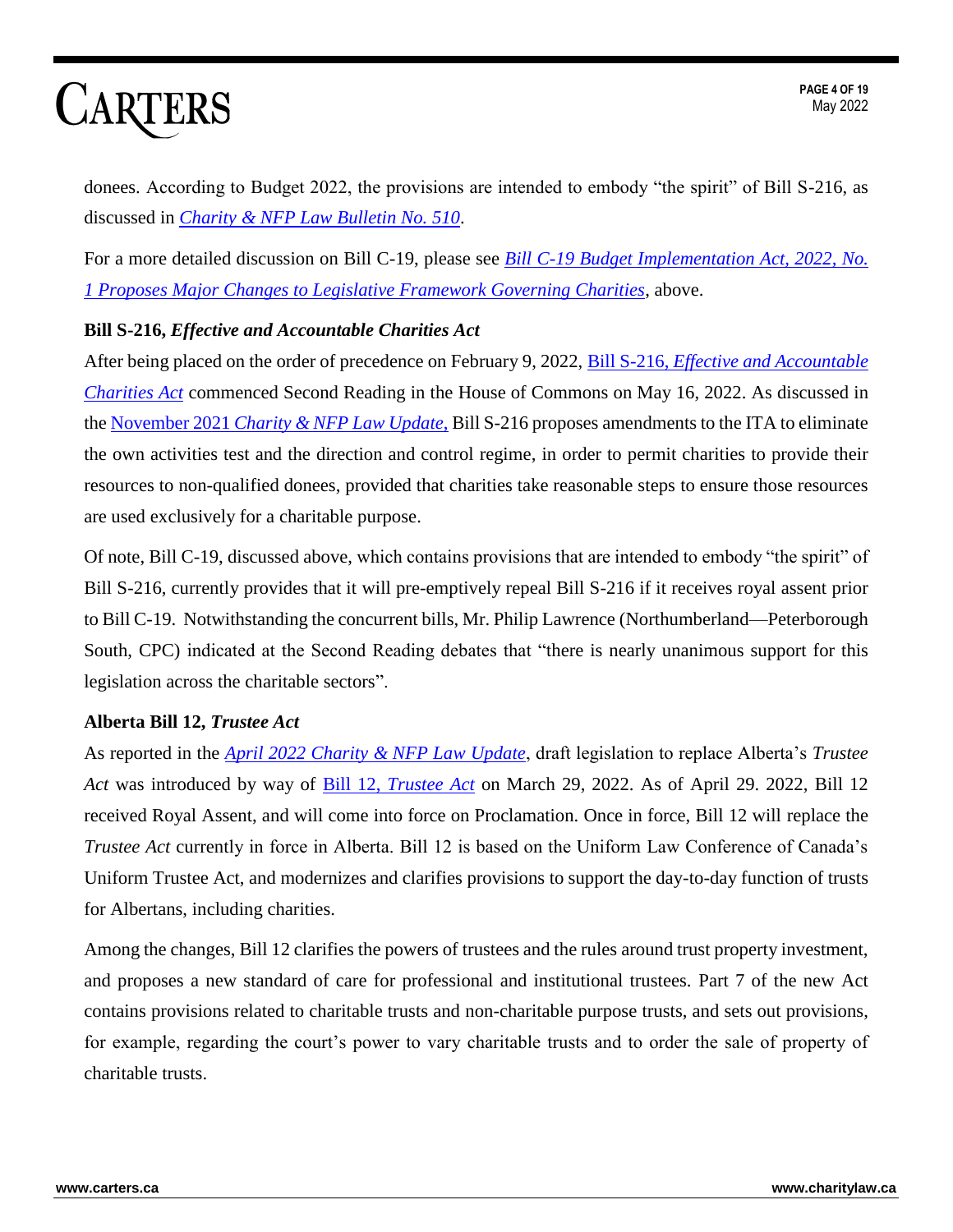donees. According to Budget 2022, the provisions are intended to embody "the spirit" of Bill S-216, as discussed in *Charity & NFP Law Bulletin No. 510*.

For a more detailed discussion on Bill C-19, please see *Bill C-19 Budget Implementation Act, 2022, No. 1 Proposes Major Changes to Legislative Framework Governing Charities*, above.

**Bill S-216, *Effective and Accountable Charities Act***

After being placed on the order of precedence on February 9, 2022, Bill S-216, *Effective and Accountable Charities Act* commenced Second Reading in the House of Commons on May 16, 2022. As discussed in the November 2021 *Charity & NFP Law Update*, Bill S-216 proposes amendments to the ITA to eliminate the own activities test and the direction and control regime, in order to permit charities to provide their resources to non-qualified donees, provided that charities take reasonable steps to ensure those resources are used exclusively for a charitable purpose.

Of note, Bill C-19, discussed above, which contains provisions that are intended to embody "the spirit" of Bill S-216, currently provides that it will pre-emptively repeal Bill S-216 if it receives royal assent prior to Bill C-19. Notwithstanding the concurrent bills, Mr. Philip Lawrence (Northumberland—Peterborough South, CPC) indicated at the Second Reading debates that "there is nearly unanimous support for this legislation across the charitable sectors".

**Alberta Bill 12, *Trustee Act***

As reported in the *April 2022 Charity & NFP Law Update*, draft legislation to replace Alberta's *Trustee Act* was introduced by way of Bill 12, *Trustee Act* on March 29, 2022. As of April 29. 2022, Bill 12 received Royal Assent, and will come into force on Proclamation. Once in force, Bill 12 will replace the *Trustee Act* currently in force in Alberta. Bill 12 is based on the Uniform Law Conference of Canada's Uniform Trustee Act, and modernizes and clarifies provisions to support the day-to-day function of trusts for Albertans, including charities.

Among the changes, Bill 12 clarifies the powers of trustees and the rules around trust property investment, and proposes a new standard of care for professional and institutional trustees. Part 7 of the new Act contains provisions related to charitable trusts and non-charitable purpose trusts, and sets out provisions, for example, regarding the court's power to vary charitable trusts and to order the sale of property of charitable trusts.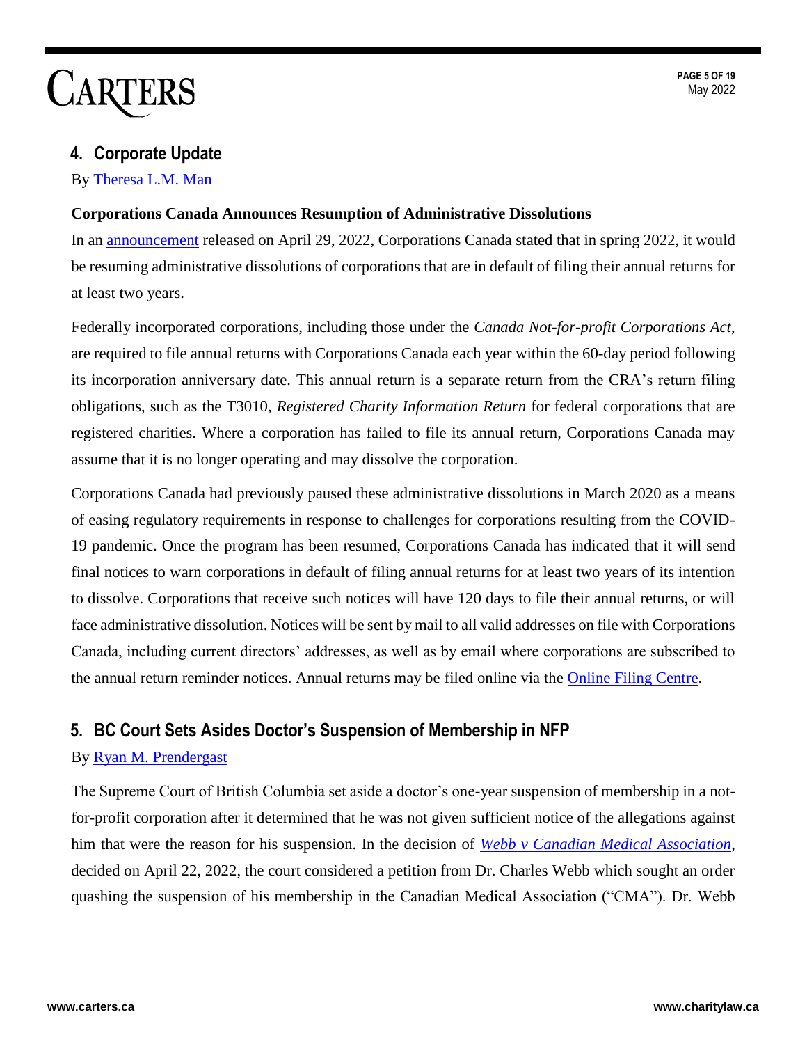## 4. Corporate Update

By Theresa L.M. Man

**Corporations Canada Announces Resumption of Administrative Dissolutions**

In an announcement released on April 29, 2022, Corporations Canada stated that in spring 2022, it would be resuming administrative dissolutions of corporations that are in default of filing their annual returns for at least two years.

Federally incorporated corporations, including those under the *Canada Not-for-profit Corporations Act*, are required to file annual returns with Corporations Canada each year within the 60-day period following its incorporation anniversary date. This annual return is a separate return from the CRA's return filing obligations, such as the T3010, *Registered Charity Information Return* for federal corporations that are registered charities. Where a corporation has failed to file its annual return, Corporations Canada may assume that it is no longer operating and may dissolve the corporation.

Corporations Canada had previously paused these administrative dissolutions in March 2020 as a means of easing regulatory requirements in response to challenges for corporations resulting from the COVID-19 pandemic. Once the program has been resumed, Corporations Canada has indicated that it will send final notices to warn corporations in default of filing annual returns for at least two years of its intention to dissolve. Corporations that receive such notices will have 120 days to file their annual returns, or will face administrative dissolution. Notices will be sent by mail to all valid addresses on file with Corporations Canada, including current directors' addresses, as well as by email where corporations are subscribed to the annual return reminder notices. Annual returns may be filed online via the Online Filing Centre.

## 5. BC Court Sets Asides Doctor's Suspension of Membership in NFP

By Ryan M. Prendergast

The Supreme Court of British Columbia set aside a doctor's one-year suspension of membership in a not-for-profit corporation after it determined that he was not given sufficient notice of the allegations against him that were the reason for his suspension. In the decision of *Webb v Canadian Medical Association*, decided on April 22, 2022, the court considered a petition from Dr. Charles Webb which sought an order quashing the suspension of his membership in the Canadian Medical Association ("CMA"). Dr. Webb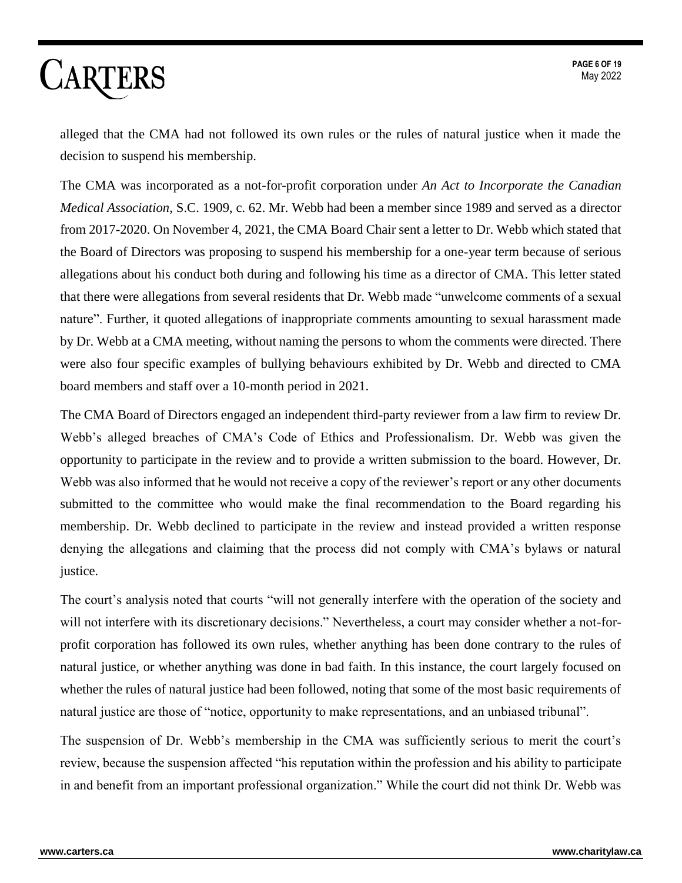alleged that the CMA had not followed its own rules or the rules of natural justice when it made the decision to suspend his membership.

The CMA was incorporated as a not-for-profit corporation under *An Act to Incorporate the Canadian Medical Association*, S.C. 1909, c. 62. Mr. Webb had been a member since 1989 and served as a director from 2017-2020. On November 4, 2021, the CMA Board Chair sent a letter to Dr. Webb which stated that the Board of Directors was proposing to suspend his membership for a one-year term because of serious allegations about his conduct both during and following his time as a director of CMA. This letter stated that there were allegations from several residents that Dr. Webb made "unwelcome comments of a sexual nature". Further, it quoted allegations of inappropriate comments amounting to sexual harassment made by Dr. Webb at a CMA meeting, without naming the persons to whom the comments were directed. There were also four specific examples of bullying behaviours exhibited by Dr. Webb and directed to CMA board members and staff over a 10-month period in 2021.

The CMA Board of Directors engaged an independent third-party reviewer from a law firm to review Dr. Webb's alleged breaches of CMA's Code of Ethics and Professionalism. Dr. Webb was given the opportunity to participate in the review and to provide a written submission to the board. However, Dr. Webb was also informed that he would not receive a copy of the reviewer's report or any other documents submitted to the committee who would make the final recommendation to the Board regarding his membership. Dr. Webb declined to participate in the review and instead provided a written response denying the allegations and claiming that the process did not comply with CMA's bylaws or natural justice.

The court's analysis noted that courts "will not generally interfere with the operation of the society and will not interfere with its discretionary decisions." Nevertheless, a court may consider whether a not-for-profit corporation has followed its own rules, whether anything has been done contrary to the rules of natural justice, or whether anything was done in bad faith. In this instance, the court largely focused on whether the rules of natural justice had been followed, noting that some of the most basic requirements of natural justice are those of "notice, opportunity to make representations, and an unbiased tribunal".

The suspension of Dr. Webb's membership in the CMA was sufficiently serious to merit the court's review, because the suspension affected "his reputation within the profession and his ability to participate in and benefit from an important professional organization." While the court did not think Dr. Webb was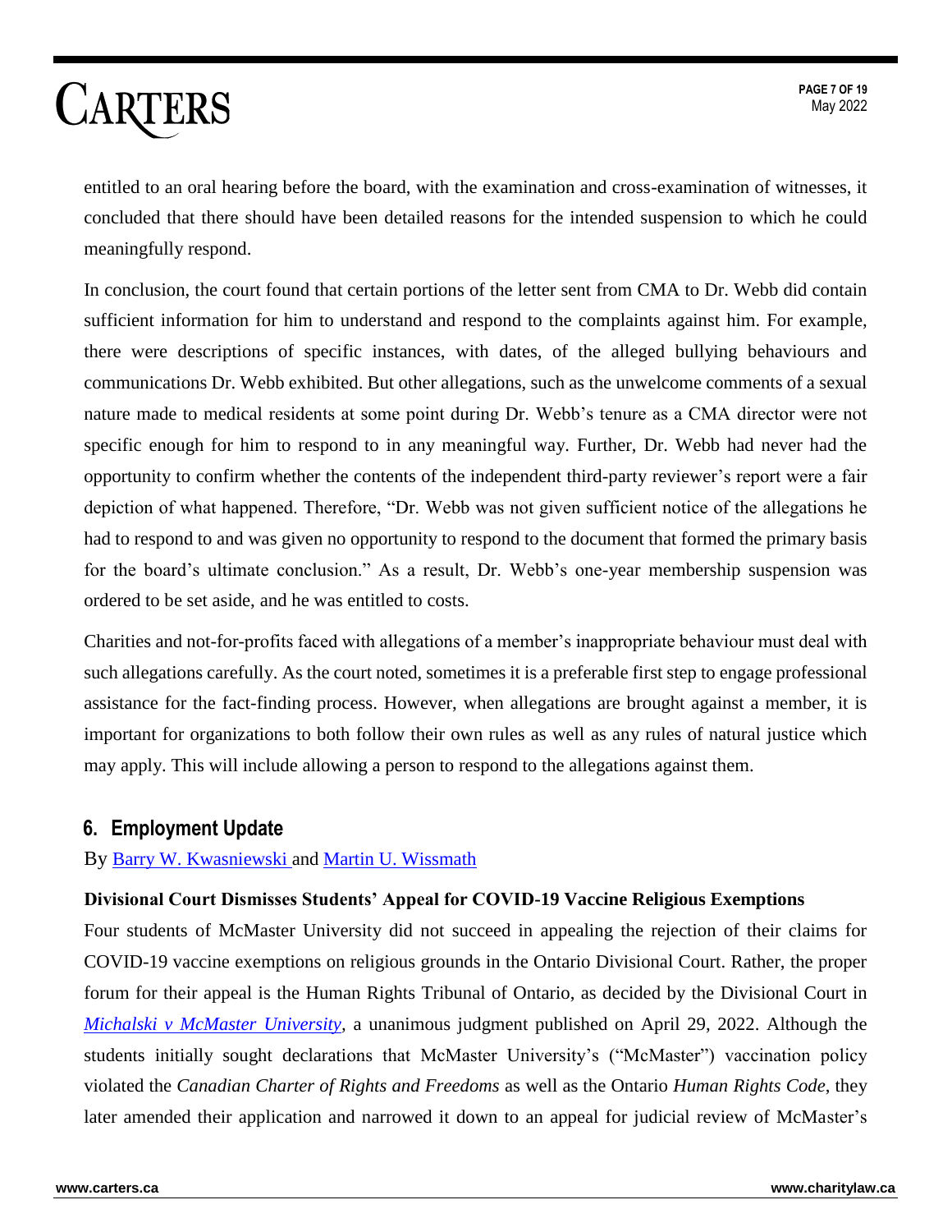entitled to an oral hearing before the board, with the examination and cross-examination of witnesses, it concluded that there should have been detailed reasons for the intended suspension to which he could meaningfully respond.

In conclusion, the court found that certain portions of the letter sent from CMA to Dr. Webb did contain sufficient information for him to understand and respond to the complaints against him. For example, there were descriptions of specific instances, with dates, of the alleged bullying behaviours and communications Dr. Webb exhibited. But other allegations, such as the unwelcome comments of a sexual nature made to medical residents at some point during Dr. Webb's tenure as a CMA director were not specific enough for him to respond to in any meaningful way. Further, Dr. Webb had never had the opportunity to confirm whether the contents of the independent third-party reviewer's report were a fair depiction of what happened. Therefore, "Dr. Webb was not given sufficient notice of the allegations he had to respond to and was given no opportunity to respond to the document that formed the primary basis for the board's ultimate conclusion." As a result, Dr. Webb's one-year membership suspension was ordered to be set aside, and he was entitled to costs.

Charities and not-for-profits faced with allegations of a member's inappropriate behaviour must deal with such allegations carefully. As the court noted, sometimes it is a preferable first step to engage professional assistance for the fact-finding process. However, when allegations are brought against a member, it is important for organizations to both follow their own rules as well as any rules of natural justice which may apply. This will include allowing a person to respond to the allegations against them.

## 6. Employment Update

By Barry W. Kwasniewski and Martin U. Wissmath

**Divisional Court Dismisses Students' Appeal for COVID-19 Vaccine Religious Exemptions**

Four students of McMaster University did not succeed in appealing the rejection of their claims for COVID-19 vaccine exemptions on religious grounds in the Ontario Divisional Court. Rather, the proper forum for their appeal is the Human Rights Tribunal of Ontario, as decided by the Divisional Court in *Michalski v McMaster University*, a unanimous judgment published on April 29, 2022. Although the students initially sought declarations that McMaster University's ("McMaster") vaccination policy violated the *Canadian Charter of Rights and Freedoms* as well as the Ontario *Human Rights Code*, they later amended their application and narrowed it down to an appeal for judicial review of McMaster's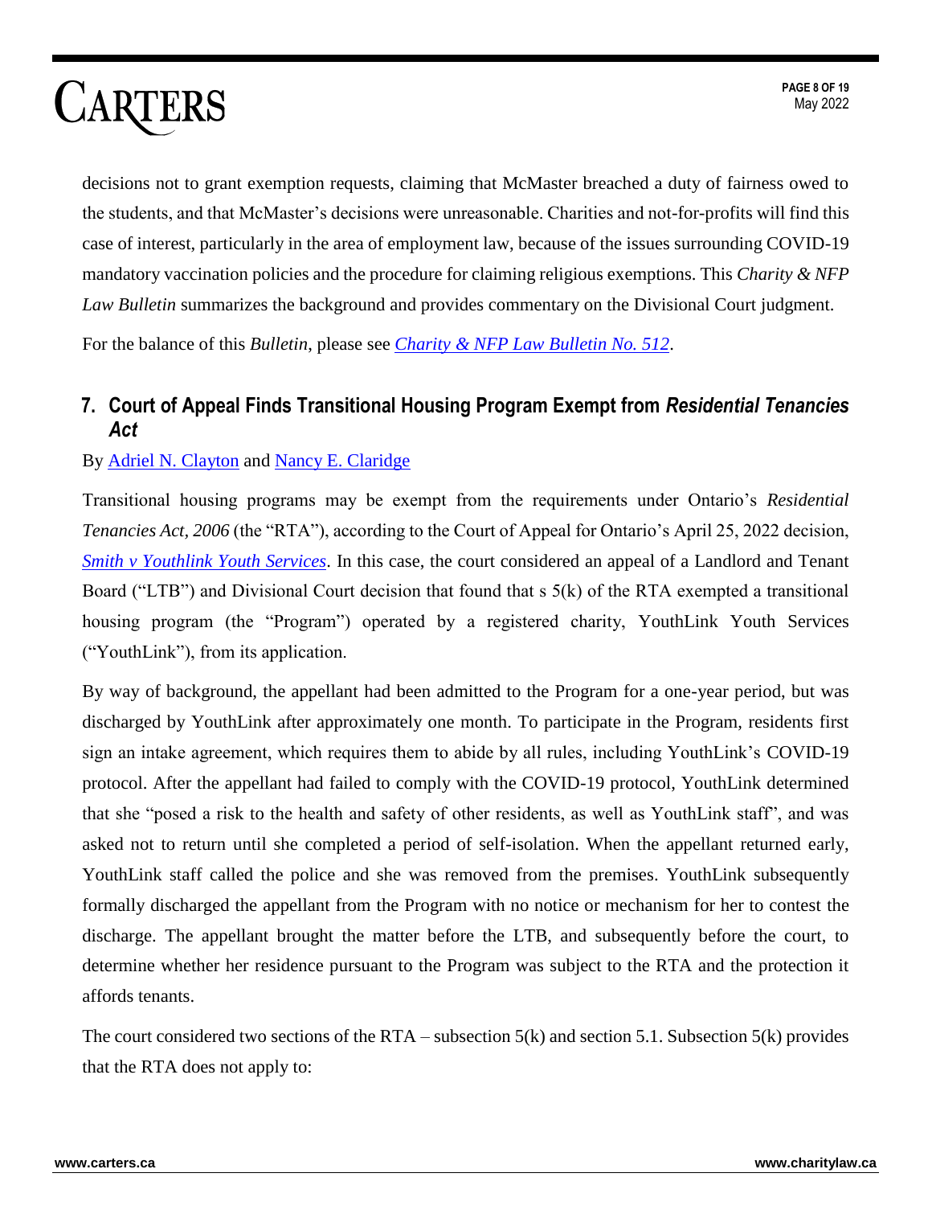decisions not to grant exemption requests, claiming that McMaster breached a duty of fairness owed to the students, and that McMaster's decisions were unreasonable. Charities and not-for-profits will find this case of interest, particularly in the area of employment law, because of the issues surrounding COVID-19 mandatory vaccination policies and the procedure for claiming religious exemptions. This *Charity & NFP Law Bulletin* summarizes the background and provides commentary on the Divisional Court judgment.

For the balance of this *Bulletin*, please see [*Charity & NFP Law Bulletin No. 512*](#).

## 7. Court of Appeal Finds Transitional Housing Program Exempt from *Residential Tenancies Act*

By [Adriel N. Clayton](#) and [Nancy E. Claridge](#)

Transitional housing programs may be exempt from the requirements under Ontario's *Residential Tenancies Act, 2006* (the "RTA"), according to the Court of Appeal for Ontario's April 25, 2022 decision, [*Smith v Youthlink Youth Services*](#). In this case, the court considered an appeal of a Landlord and Tenant Board ("LTB") and Divisional Court decision that found that s 5(k) of the RTA exempted a transitional housing program (the "Program") operated by a registered charity, YouthLink Youth Services ("YouthLink"), from its application.

By way of background, the appellant had been admitted to the Program for a one-year period, but was discharged by YouthLink after approximately one month. To participate in the Program, residents first sign an intake agreement, which requires them to abide by all rules, including YouthLink's COVID-19 protocol. After the appellant had failed to comply with the COVID-19 protocol, YouthLink determined that she "posed a risk to the health and safety of other residents, as well as YouthLink staff", and was asked not to return until she completed a period of self-isolation. When the appellant returned early, YouthLink staff called the police and she was removed from the premises. YouthLink subsequently formally discharged the appellant from the Program with no notice or mechanism for her to contest the discharge. The appellant brought the matter before the LTB, and subsequently before the court, to determine whether her residence pursuant to the Program was subject to the RTA and the protection it affords tenants.

The court considered two sections of the RTA – subsection 5(k) and section 5.1. Subsection 5(k) provides that the RTA does not apply to: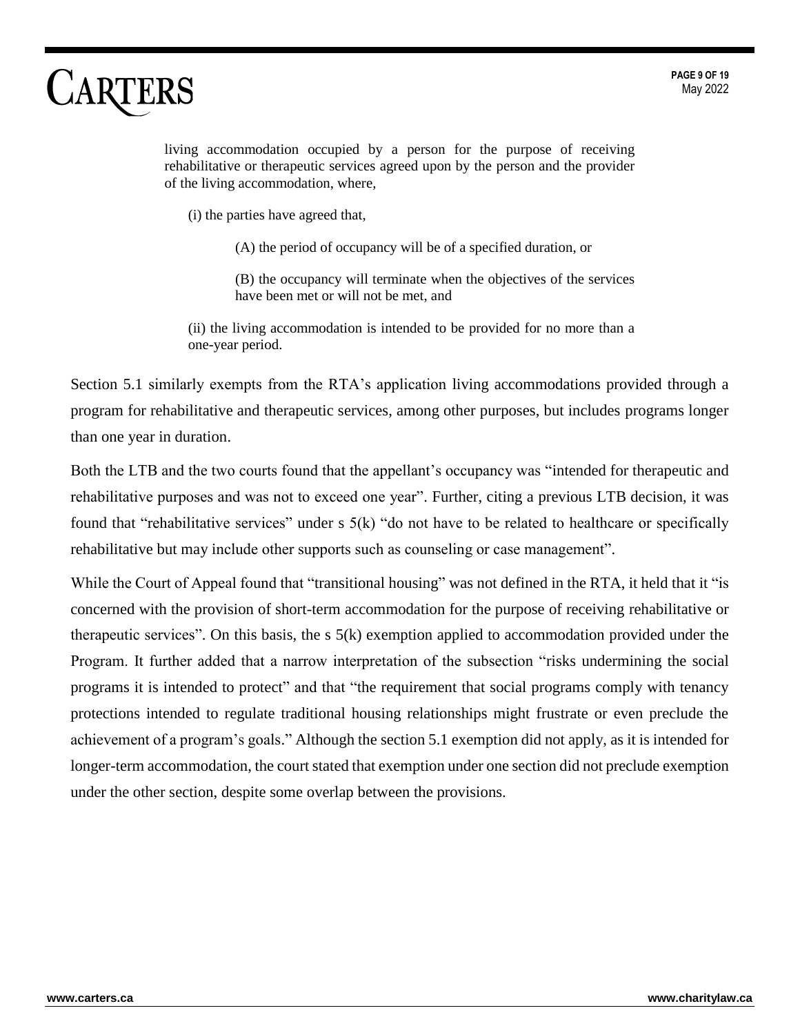> living accommodation occupied by a person for the purpose of receiving rehabilitative or therapeutic services agreed upon by the person and the provider of the living accommodation, where,
>
> (i) the parties have agreed that,
>
> (A) the period of occupancy will be of a specified duration, or
>
> (B) the occupancy will terminate when the objectives of the services have been met or will not be met, and
>
> (ii) the living accommodation is intended to be provided for no more than a one-year period.

Section 5.1 similarly exempts from the RTA's application living accommodations provided through a program for rehabilitative and therapeutic services, among other purposes, but includes programs longer than one year in duration.

Both the LTB and the two courts found that the appellant's occupancy was "intended for therapeutic and rehabilitative purposes and was not to exceed one year". Further, citing a previous LTB decision, it was found that "rehabilitative services" under s 5(k) "do not have to be related to healthcare or specifically rehabilitative but may include other supports such as counseling or case management".

While the Court of Appeal found that "transitional housing" was not defined in the RTA, it held that it "is concerned with the provision of short-term accommodation for the purpose of receiving rehabilitative or therapeutic services". On this basis, the s 5(k) exemption applied to accommodation provided under the Program. It further added that a narrow interpretation of the subsection "risks undermining the social programs it is intended to protect" and that "the requirement that social programs comply with tenancy protections intended to regulate traditional housing relationships might frustrate or even preclude the achievement of a program's goals." Although the section 5.1 exemption did not apply, as it is intended for longer-term accommodation, the court stated that exemption under one section did not preclude exemption under the other section, despite some overlap between the provisions.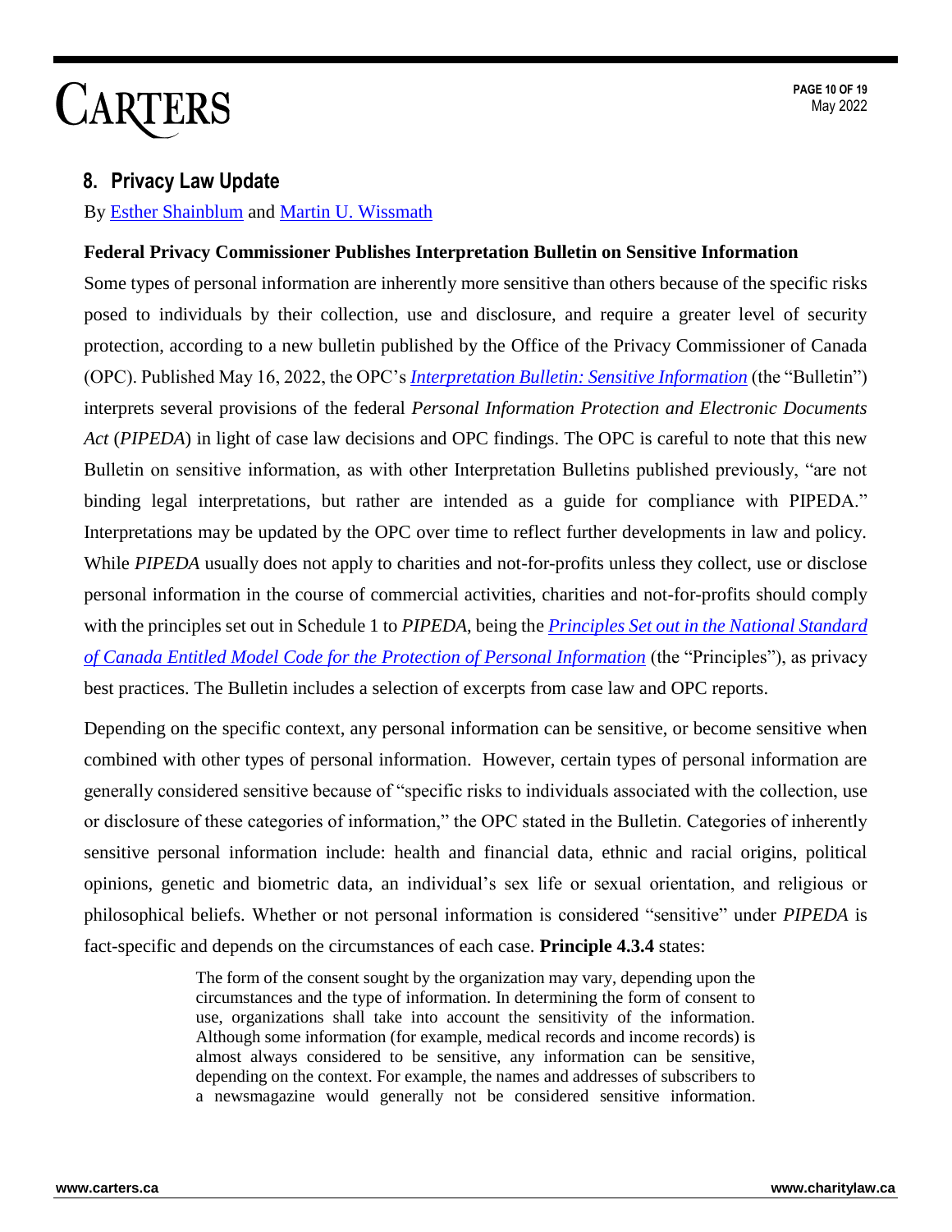## 8. Privacy Law Update

By Esther Shainblum and Martin U. Wissmath

**Federal Privacy Commissioner Publishes Interpretation Bulletin on Sensitive Information**

Some types of personal information are inherently more sensitive than others because of the specific risks posed to individuals by their collection, use and disclosure, and require a greater level of security protection, according to a new bulletin published by the Office of the Privacy Commissioner of Canada (OPC). Published May 16, 2022, the OPC's *Interpretation Bulletin: Sensitive Information* (the "Bulletin") interprets several provisions of the federal *Personal Information Protection and Electronic Documents Act* (*PIPEDA*) in light of case law decisions and OPC findings. The OPC is careful to note that this new Bulletin on sensitive information, as with other Interpretation Bulletins published previously, "are not binding legal interpretations, but rather are intended as a guide for compliance with PIPEDA." Interpretations may be updated by the OPC over time to reflect further developments in law and policy. While *PIPEDA* usually does not apply to charities and not-for-profits unless they collect, use or disclose personal information in the course of commercial activities, charities and not-for-profits should comply with the principles set out in Schedule 1 to *PIPEDA*, being the *Principles Set out in the National Standard of Canada Entitled Model Code for the Protection of Personal Information* (the "Principles"), as privacy best practices. The Bulletin includes a selection of excerpts from case law and OPC reports.

Depending on the specific context, any personal information can be sensitive, or become sensitive when combined with other types of personal information. However, certain types of personal information are generally considered sensitive because of "specific risks to individuals associated with the collection, use or disclosure of these categories of information," the OPC stated in the Bulletin. Categories of inherently sensitive personal information include: health and financial data, ethnic and racial origins, political opinions, genetic and biometric data, an individual's sex life or sexual orientation, and religious or philosophical beliefs. Whether or not personal information is considered "sensitive" under *PIPEDA* is fact-specific and depends on the circumstances of each case. **Principle 4.3.4** states:

> The form of the consent sought by the organization may vary, depending upon the circumstances and the type of information. In determining the form of consent to use, organizations shall take into account the sensitivity of the information. Although some information (for example, medical records and income records) is almost always considered to be sensitive, any information can be sensitive, depending on the context. For example, the names and addresses of subscribers to a newsmagazine would generally not be considered sensitive information.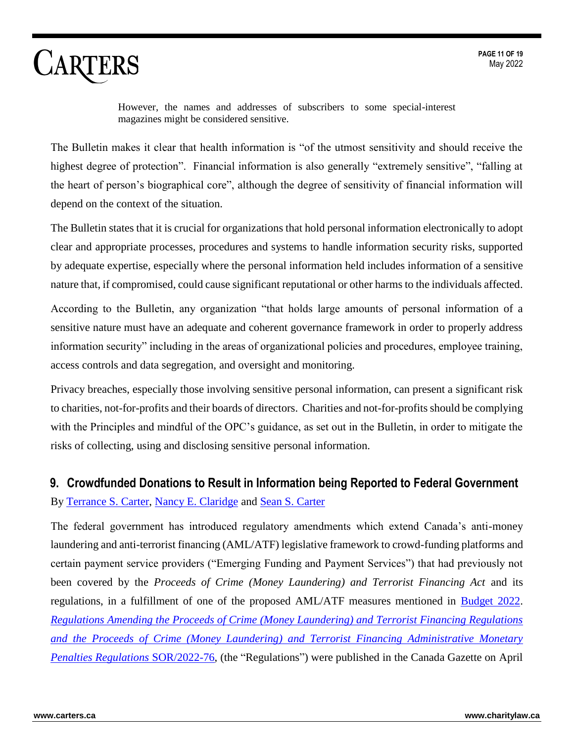> However, the names and addresses of subscribers to some special-interest magazines might be considered sensitive.

The Bulletin makes it clear that health information is "of the utmost sensitivity and should receive the highest degree of protection". Financial information is also generally "extremely sensitive", "falling at the heart of person's biographical core", although the degree of sensitivity of financial information will depend on the context of the situation.

The Bulletin states that it is crucial for organizations that hold personal information electronically to adopt clear and appropriate processes, procedures and systems to handle information security risks, supported by adequate expertise, especially where the personal information held includes information of a sensitive nature that, if compromised, could cause significant reputational or other harms to the individuals affected.

According to the Bulletin, any organization "that holds large amounts of personal information of a sensitive nature must have an adequate and coherent governance framework in order to properly address information security" including in the areas of organizational policies and procedures, employee training, access controls and data segregation, and oversight and monitoring.

Privacy breaches, especially those involving sensitive personal information, can present a significant risk to charities, not-for-profits and their boards of directors. Charities and not-for-profits should be complying with the Principles and mindful of the OPC's guidance, as set out in the Bulletin, in order to mitigate the risks of collecting, using and disclosing sensitive personal information.

## 9. Crowdfunded Donations to Result in Information being Reported to Federal Government

By Terrance S. Carter, Nancy E. Claridge and Sean S. Carter

The federal government has introduced regulatory amendments which extend Canada's anti-money laundering and anti-terrorist financing (AML/ATF) legislative framework to crowd-funding platforms and certain payment service providers ("Emerging Funding and Payment Services") that had previously not been covered by the *Proceeds of Crime (Money Laundering) and Terrorist Financing Act* and its regulations, in a fulfillment of one of the proposed AML/ATF measures mentioned in Budget 2022. *Regulations Amending the Proceeds of Crime (Money Laundering) and Terrorist Financing Regulations and the Proceeds of Crime (Money Laundering) and Terrorist Financing Administrative Monetary Penalties Regulations* SOR/2022-76, (the "Regulations") were published in the Canada Gazette on April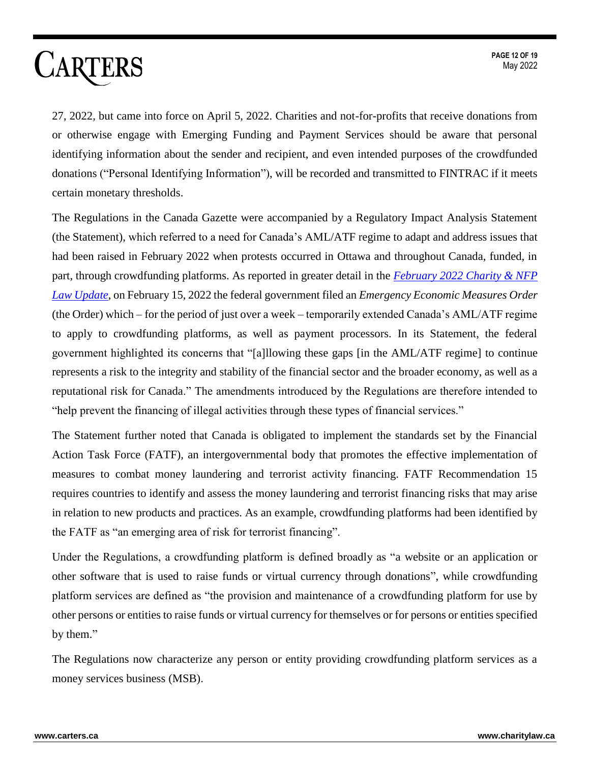27, 2022, but came into force on April 5, 2022. Charities and not-for-profits that receive donations from or otherwise engage with Emerging Funding and Payment Services should be aware that personal identifying information about the sender and recipient, and even intended purposes of the crowdfunded donations ("Personal Identifying Information"), will be recorded and transmitted to FINTRAC if it meets certain monetary thresholds.

The Regulations in the Canada Gazette were accompanied by a Regulatory Impact Analysis Statement (the Statement), which referred to a need for Canada's AML/ATF regime to adapt and address issues that had been raised in February 2022 when protests occurred in Ottawa and throughout Canada, funded, in part, through crowdfunding platforms. As reported in greater detail in the *February 2022 Charity & NFP Law Update*, on February 15, 2022 the federal government filed an *Emergency Economic Measures Order* (the Order) which – for the period of just over a week – temporarily extended Canada's AML/ATF regime to apply to crowdfunding platforms, as well as payment processors. In its Statement, the federal government highlighted its concerns that "[a]llowing these gaps [in the AML/ATF regime] to continue represents a risk to the integrity and stability of the financial sector and the broader economy, as well as a reputational risk for Canada." The amendments introduced by the Regulations are therefore intended to "help prevent the financing of illegal activities through these types of financial services."

The Statement further noted that Canada is obligated to implement the standards set by the Financial Action Task Force (FATF), an intergovernmental body that promotes the effective implementation of measures to combat money laundering and terrorist activity financing. FATF Recommendation 15 requires countries to identify and assess the money laundering and terrorist financing risks that may arise in relation to new products and practices. As an example, crowdfunding platforms had been identified by the FATF as "an emerging area of risk for terrorist financing".

Under the Regulations, a crowdfunding platform is defined broadly as "a website or an application or other software that is used to raise funds or virtual currency through donations", while crowdfunding platform services are defined as "the provision and maintenance of a crowdfunding platform for use by other persons or entities to raise funds or virtual currency for themselves or for persons or entities specified by them."

The Regulations now characterize any person or entity providing crowdfunding platform services as a money services business (MSB).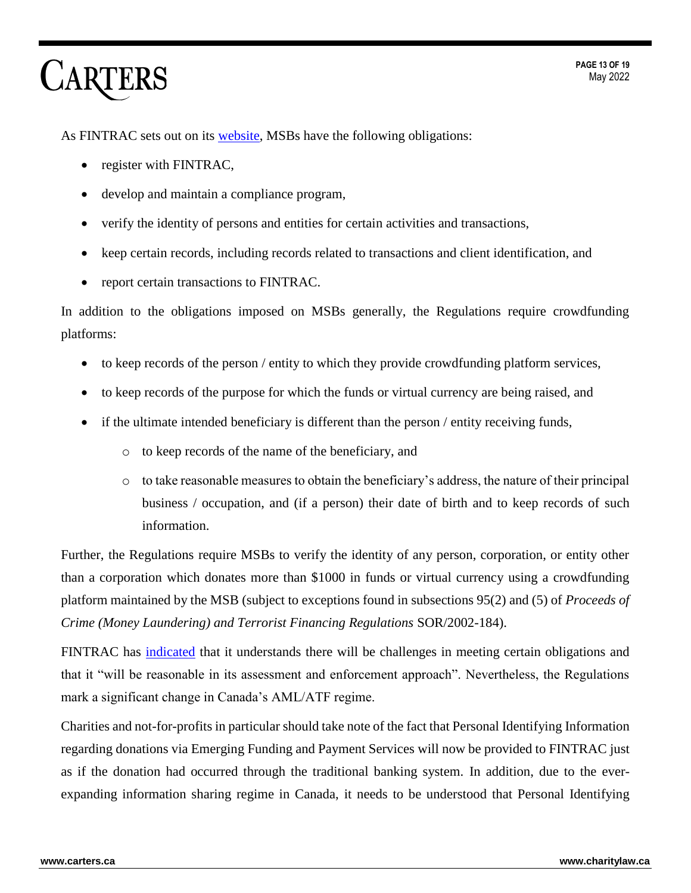As FINTRAC sets out on its website, MSBs have the following obligations:

- register with FINTRAC,
- develop and maintain a compliance program,
- verify the identity of persons and entities for certain activities and transactions,
- keep certain records, including records related to transactions and client identification, and
- report certain transactions to FINTRAC.

In addition to the obligations imposed on MSBs generally, the Regulations require crowdfunding platforms:

- to keep records of the person / entity to which they provide crowdfunding platform services,
- to keep records of the purpose for which the funds or virtual currency are being raised, and
- if the ultimate intended beneficiary is different than the person / entity receiving funds,
  - to keep records of the name of the beneficiary, and
  - to take reasonable measures to obtain the beneficiary's address, the nature of their principal business / occupation, and (if a person) their date of birth and to keep records of such information.

Further, the Regulations require MSBs to verify the identity of any person, corporation, or entity other than a corporation which donates more than $1000 in funds or virtual currency using a crowdfunding platform maintained by the MSB (subject to exceptions found in subsections 95(2) and (5) of *Proceeds of Crime (Money Laundering) and Terrorist Financing Regulations* SOR/2002-184).

FINTRAC has indicated that it understands there will be challenges in meeting certain obligations and that it "will be reasonable in its assessment and enforcement approach". Nevertheless, the Regulations mark a significant change in Canada's AML/ATF regime.

Charities and not-for-profits in particular should take note of the fact that Personal Identifying Information regarding donations via Emerging Funding and Payment Services will now be provided to FINTRAC just as if the donation had occurred through the traditional banking system. In addition, due to the ever-expanding information sharing regime in Canada, it needs to be understood that Personal Identifying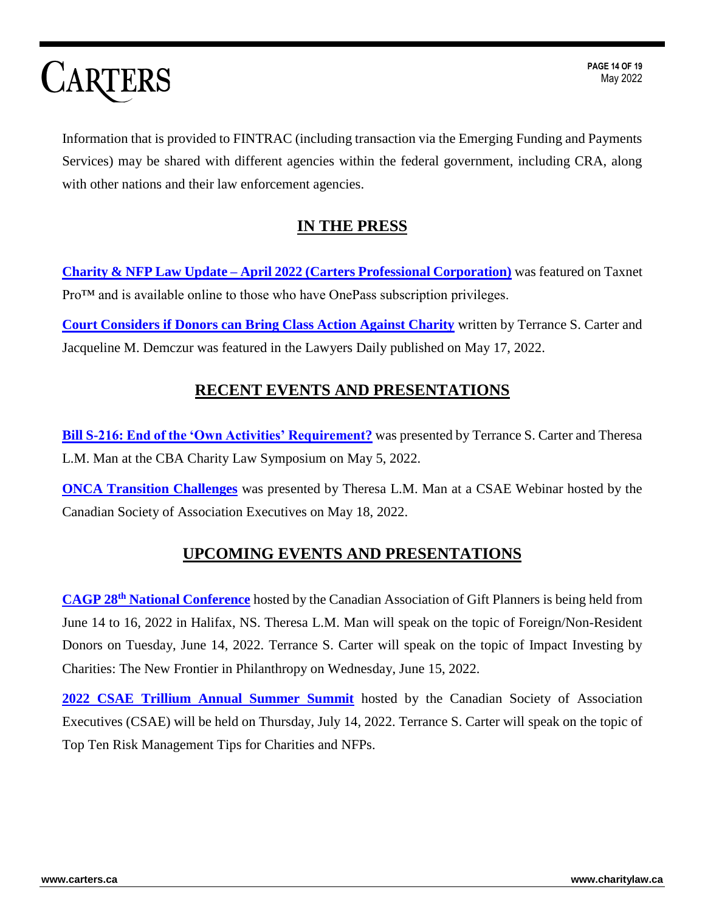Information that is provided to FINTRAC (including transaction via the Emerging Funding and Payments Services) may be shared with different agencies within the federal government, including CRA, along with other nations and their law enforcement agencies.

## IN THE PRESS

**Charity & NFP Law Update – April 2022 (Carters Professional Corporation)** was featured on Taxnet Pro™ and is available online to those who have OnePass subscription privileges.

**Court Considers if Donors can Bring Class Action Against Charity** written by Terrance S. Carter and Jacqueline M. Demczur was featured in the Lawyers Daily published on May 17, 2022.

## RECENT EVENTS AND PRESENTATIONS

**Bill S-216: End of the 'Own Activities' Requirement?** was presented by Terrance S. Carter and Theresa L.M. Man at the CBA Charity Law Symposium on May 5, 2022.

**ONCA Transition Challenges** was presented by Theresa L.M. Man at a CSAE Webinar hosted by the Canadian Society of Association Executives on May 18, 2022.

## UPCOMING EVENTS AND PRESENTATIONS

**CAGP 28th National Conference** hosted by the Canadian Association of Gift Planners is being held from June 14 to 16, 2022 in Halifax, NS. Theresa L.M. Man will speak on the topic of Foreign/Non-Resident Donors on Tuesday, June 14, 2022. Terrance S. Carter will speak on the topic of Impact Investing by Charities: The New Frontier in Philanthropy on Wednesday, June 15, 2022.

**2022 CSAE Trillium Annual Summer Summit** hosted by the Canadian Society of Association Executives (CSAE) will be held on Thursday, July 14, 2022. Terrance S. Carter will speak on the topic of Top Ten Risk Management Tips for Charities and NFPs.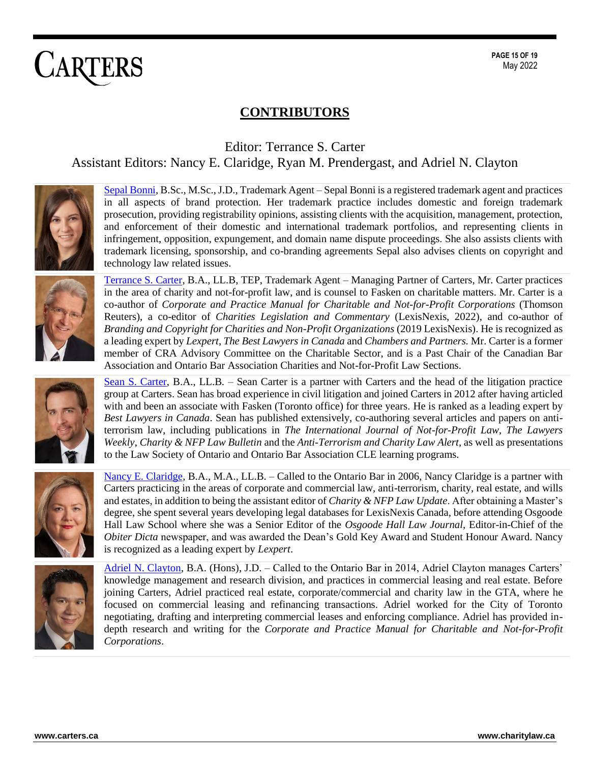## CONTRIBUTORS

Editor: Terrance S. Carter

Assistant Editors: Nancy E. Claridge, Ryan M. Prendergast, and Adriel N. Clayton

Sepal Bonni, B.Sc., M.Sc., J.D., Trademark Agent – Sepal Bonni is a registered trademark agent and practices in all aspects of brand protection. Her trademark practice includes domestic and foreign trademark prosecution, providing registrability opinions, assisting clients with the acquisition, management, protection, and enforcement of their domestic and international trademark portfolios, and representing clients in infringement, opposition, expungement, and domain name dispute proceedings. She also assists clients with trademark licensing, sponsorship, and co-branding agreements Sepal also advises clients on copyright and technology law related issues.

Terrance S. Carter, B.A., LL.B, TEP, Trademark Agent – Managing Partner of Carters, Mr. Carter practices in the area of charity and not-for-profit law, and is counsel to Fasken on charitable matters. Mr. Carter is a co-author of *Corporate and Practice Manual for Charitable and Not-for-Profit Corporations* (Thomson Reuters), a co-editor of *Charities Legislation and Commentary* (LexisNexis, 2022), and co-author of *Branding and Copyright for Charities and Non-Profit Organizations* (2019 LexisNexis). He is recognized as a leading expert by *Lexpert*, *The Best Lawyers in Canada* and *Chambers and Partners*. Mr. Carter is a former member of CRA Advisory Committee on the Charitable Sector, and is a Past Chair of the Canadian Bar Association and Ontario Bar Association Charities and Not-for-Profit Law Sections.

Sean S. Carter, B.A., LL.B. – Sean Carter is a partner with Carters and the head of the litigation practice group at Carters. Sean has broad experience in civil litigation and joined Carters in 2012 after having articled with and been an associate with Fasken (Toronto office) for three years. He is ranked as a leading expert by *Best Lawyers in Canada*. Sean has published extensively, co-authoring several articles and papers on anti-terrorism law, including publications in *The International Journal of Not-for-Profit Law*, *The Lawyers Weekly*, *Charity & NFP Law Bulletin* and the *Anti-Terrorism and Charity Law Alert*, as well as presentations to the Law Society of Ontario and Ontario Bar Association CLE learning programs.

Nancy E. Claridge, B.A., M.A., LL.B. – Called to the Ontario Bar in 2006, Nancy Claridge is a partner with Carters practicing in the areas of corporate and commercial law, anti-terrorism, charity, real estate, and wills and estates, in addition to being the assistant editor of *Charity & NFP Law Update*. After obtaining a Master's degree, she spent several years developing legal databases for LexisNexis Canada, before attending Osgoode Hall Law School where she was a Senior Editor of the *Osgoode Hall Law Journal*, Editor-in-Chief of the *Obiter Dicta* newspaper, and was awarded the Dean's Gold Key Award and Student Honour Award. Nancy is recognized as a leading expert by *Lexpert*.

Adriel N. Clayton, B.A. (Hons), J.D. – Called to the Ontario Bar in 2014, Adriel Clayton manages Carters' knowledge management and research division, and practices in commercial leasing and real estate. Before joining Carters, Adriel practiced real estate, corporate/commercial and charity law in the GTA, where he focused on commercial leasing and refinancing transactions. Adriel worked for the City of Toronto negotiating, drafting and interpreting commercial leases and enforcing compliance. Adriel has provided in-depth research and writing for the *Corporate and Practice Manual for Charitable and Not-for-Profit Corporations*.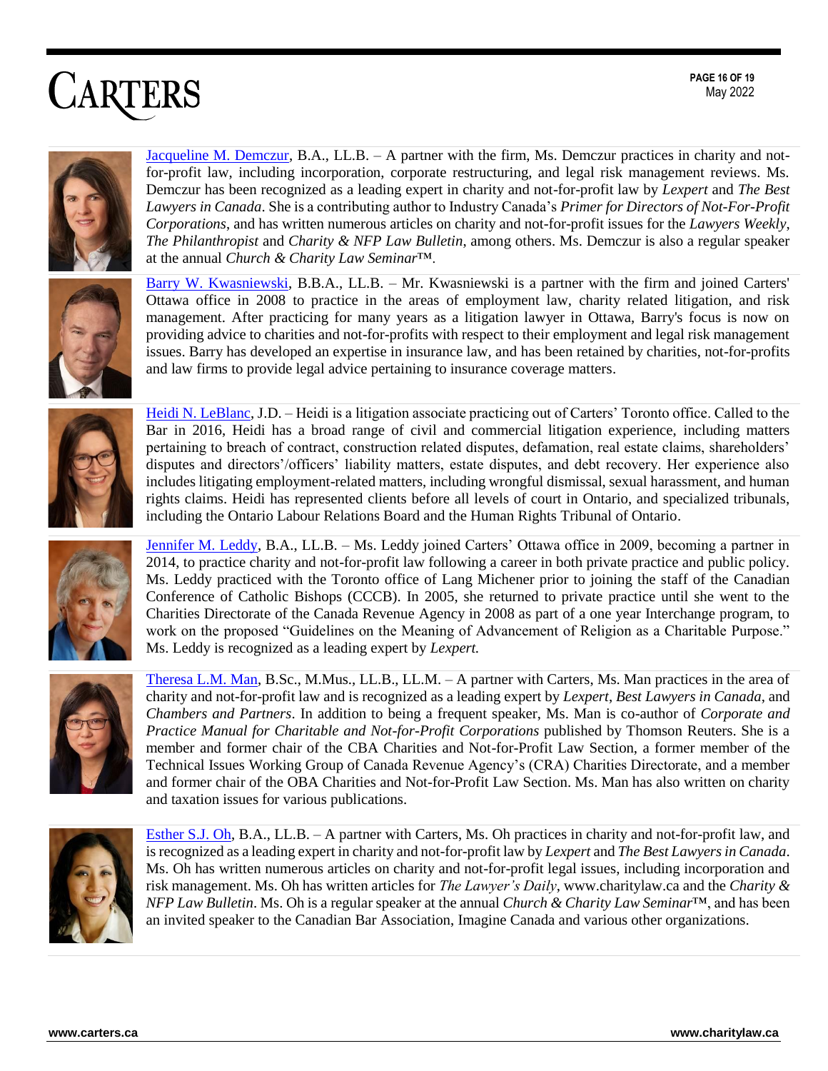[Jacqueline M. Demczur](#), B.A., LL.B. – A partner with the firm, Ms. Demczur practices in charity and not-for-profit law, including incorporation, corporate restructuring, and legal risk management reviews. Ms. Demczur has been recognized as a leading expert in charity and not-for-profit law by *Lexpert* and *The Best Lawyers in Canada*. She is a contributing author to Industry Canada's *Primer for Directors of Not-For-Profit Corporations*, and has written numerous articles on charity and not-for-profit issues for the *Lawyers Weekly*, *The Philanthropist* and *Charity & NFP Law Bulletin*, among others. Ms. Demczur is also a regular speaker at the annual *Church & Charity Law Seminar*™.

[Barry W. Kwasniewski](#), B.B.A., LL.B. – Mr. Kwasniewski is a partner with the firm and joined Carters' Ottawa office in 2008 to practice in the areas of employment law, charity related litigation, and risk management. After practicing for many years as a litigation lawyer in Ottawa, Barry's focus is now on providing advice to charities and not-for-profits with respect to their employment and legal risk management issues. Barry has developed an expertise in insurance law, and has been retained by charities, not-for-profits and law firms to provide legal advice pertaining to insurance coverage matters.

[Heidi N. LeBlanc](#), J.D. – Heidi is a litigation associate practicing out of Carters' Toronto office. Called to the Bar in 2016, Heidi has a broad range of civil and commercial litigation experience, including matters pertaining to breach of contract, construction related disputes, defamation, real estate claims, shareholders' disputes and directors'/officers' liability matters, estate disputes, and debt recovery. Her experience also includes litigating employment-related matters, including wrongful dismissal, sexual harassment, and human rights claims. Heidi has represented clients before all levels of court in Ontario, and specialized tribunals, including the Ontario Labour Relations Board and the Human Rights Tribunal of Ontario.

[Jennifer M. Leddy](#), B.A., LL.B. – Ms. Leddy joined Carters' Ottawa office in 2009, becoming a partner in 2014, to practice charity and not-for-profit law following a career in both private practice and public policy. Ms. Leddy practiced with the Toronto office of Lang Michener prior to joining the staff of the Canadian Conference of Catholic Bishops (CCCB). In 2005, she returned to private practice until she went to the Charities Directorate of the Canada Revenue Agency in 2008 as part of a one year Interchange program, to work on the proposed "Guidelines on the Meaning of Advancement of Religion as a Charitable Purpose." Ms. Leddy is recognized as a leading expert by *Lexpert.*

[Theresa L.M. Man](#), B.Sc., M.Mus., LL.B., LL.M. – A partner with Carters, Ms. Man practices in the area of charity and not-for-profit law and is recognized as a leading expert by *Lexpert*, *Best Lawyers in Canada*, and *Chambers and Partners*. In addition to being a frequent speaker, Ms. Man is co-author of *Corporate and Practice Manual for Charitable and Not-for-Profit Corporations* published by Thomson Reuters. She is a member and former chair of the CBA Charities and Not-for-Profit Law Section, a former member of the Technical Issues Working Group of Canada Revenue Agency's (CRA) Charities Directorate, and a member and former chair of the OBA Charities and Not-for-Profit Law Section. Ms. Man has also written on charity and taxation issues for various publications.

[Esther S.J. Oh](#), B.A., LL.B. – A partner with Carters, Ms. Oh practices in charity and not-for-profit law, and is recognized as a leading expert in charity and not-for-profit law by *Lexpert* and *The Best Lawyers in Canada*. Ms. Oh has written numerous articles on charity and not-for-profit legal issues, including incorporation and risk management. Ms. Oh has written articles for *The Lawyer's Daily*, www.charitylaw.ca and the *Charity & NFP Law Bulletin*. Ms. Oh is a regular speaker at the annual *Church & Charity Law Seminar*™, and has been an invited speaker to the Canadian Bar Association, Imagine Canada and various other organizations.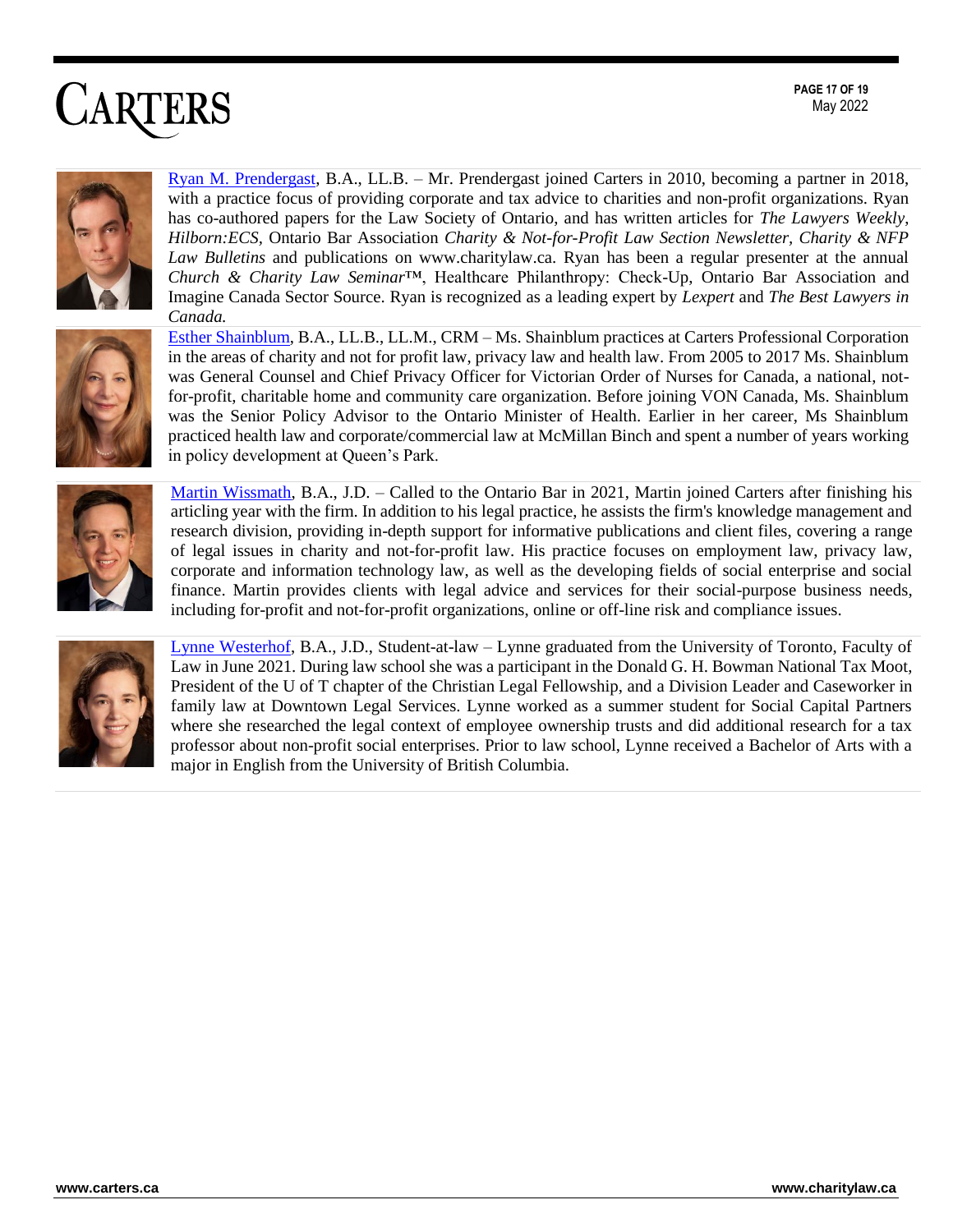[Ryan M. Prendergast](), B.A., LL.B. – Mr. Prendergast joined Carters in 2010, becoming a partner in 2018, with a practice focus of providing corporate and tax advice to charities and non-profit organizations. Ryan has co-authored papers for the Law Society of Ontario, and has written articles for *The Lawyers Weekly*, *Hilborn:ECS*, Ontario Bar Association *Charity & Not-for-Profit Law Section Newsletter*, *Charity & NFP Law Bulletins* and publications on www.charitylaw.ca. Ryan has been a regular presenter at the annual *Church & Charity Law Seminar*™, Healthcare Philanthropy: Check-Up, Ontario Bar Association and Imagine Canada Sector Source. Ryan is recognized as a leading expert by *Lexpert* and *The Best Lawyers in Canada.*

[Esther Shainblum](), B.A., LL.B., LL.M., CRM – Ms. Shainblum practices at Carters Professional Corporation in the areas of charity and not for profit law, privacy law and health law. From 2005 to 2017 Ms. Shainblum was General Counsel and Chief Privacy Officer for Victorian Order of Nurses for Canada, a national, not-for-profit, charitable home and community care organization. Before joining VON Canada, Ms. Shainblum was the Senior Policy Advisor to the Ontario Minister of Health. Earlier in her career, Ms Shainblum practiced health law and corporate/commercial law at McMillan Binch and spent a number of years working in policy development at Queen's Park.

[Martin Wissmath](), B.A., J.D. – Called to the Ontario Bar in 2021, Martin joined Carters after finishing his articling year with the firm. In addition to his legal practice, he assists the firm's knowledge management and research division, providing in-depth support for informative publications and client files, covering a range of legal issues in charity and not-for-profit law. His practice focuses on employment law, privacy law, corporate and information technology law, as well as the developing fields of social enterprise and social finance. Martin provides clients with legal advice and services for their social-purpose business needs, including for-profit and not-for-profit organizations, online or off-line risk and compliance issues.

[Lynne Westerhof](), B.A., J.D., Student-at-law – Lynne graduated from the University of Toronto, Faculty of Law in June 2021. During law school she was a participant in the Donald G. H. Bowman National Tax Moot, President of the U of T chapter of the Christian Legal Fellowship, and a Division Leader and Caseworker in family law at Downtown Legal Services. Lynne worked as a summer student for Social Capital Partners where she researched the legal context of employee ownership trusts and did additional research for a tax professor about non-profit social enterprises. Prior to law school, Lynne received a Bachelor of Arts with a major in English from the University of British Columbia.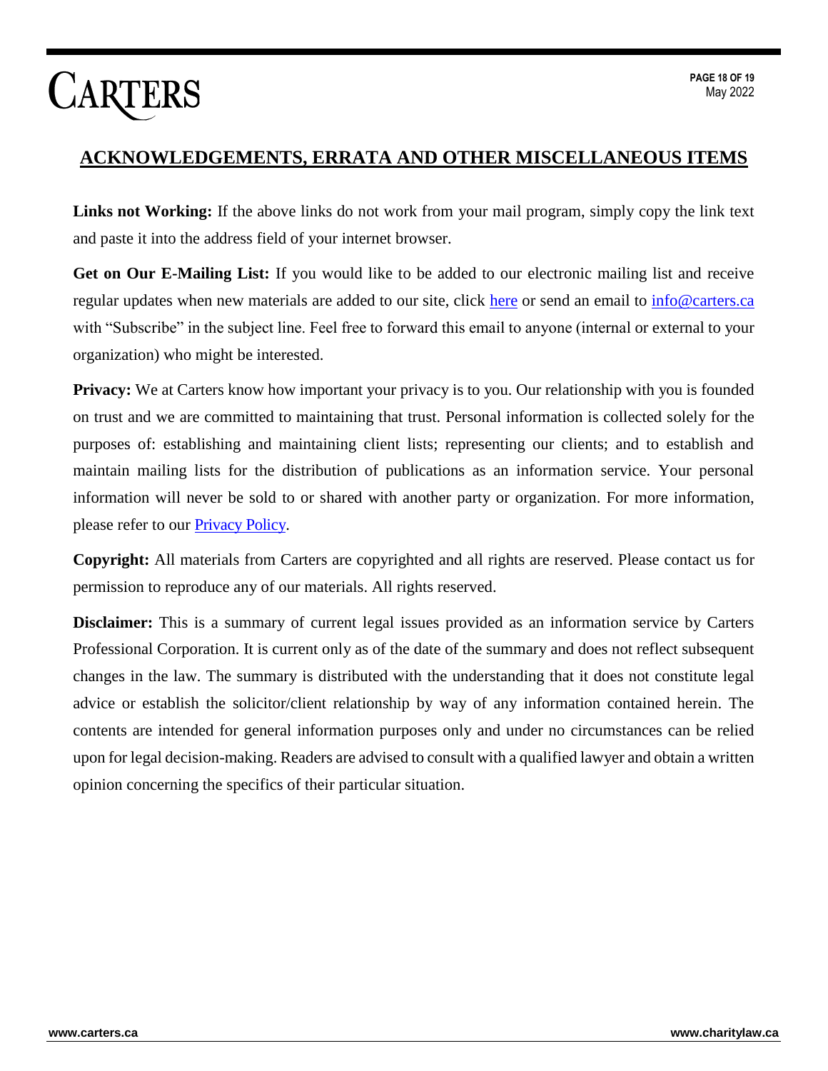## ACKNOWLEDGEMENTS, ERRATA AND OTHER MISCELLANEOUS ITEMS

**Links not Working:** If the above links do not work from your mail program, simply copy the link text and paste it into the address field of your internet browser.

**Get on Our E-Mailing List:** If you would like to be added to our electronic mailing list and receive regular updates when new materials are added to our site, click here or send an email to info@carters.ca with "Subscribe" in the subject line. Feel free to forward this email to anyone (internal or external to your organization) who might be interested.

**Privacy:** We at Carters know how important your privacy is to you. Our relationship with you is founded on trust and we are committed to maintaining that trust. Personal information is collected solely for the purposes of: establishing and maintaining client lists; representing our clients; and to establish and maintain mailing lists for the distribution of publications as an information service. Your personal information will never be sold to or shared with another party or organization. For more information, please refer to our Privacy Policy.

**Copyright:** All materials from Carters are copyrighted and all rights are reserved. Please contact us for permission to reproduce any of our materials. All rights reserved.

**Disclaimer:** This is a summary of current legal issues provided as an information service by Carters Professional Corporation. It is current only as of the date of the summary and does not reflect subsequent changes in the law. The summary is distributed with the understanding that it does not constitute legal advice or establish the solicitor/client relationship by way of any information contained herein. The contents are intended for general information purposes only and under no circumstances can be relied upon for legal decision-making. Readers are advised to consult with a qualified lawyer and obtain a written opinion concerning the specifics of their particular situation.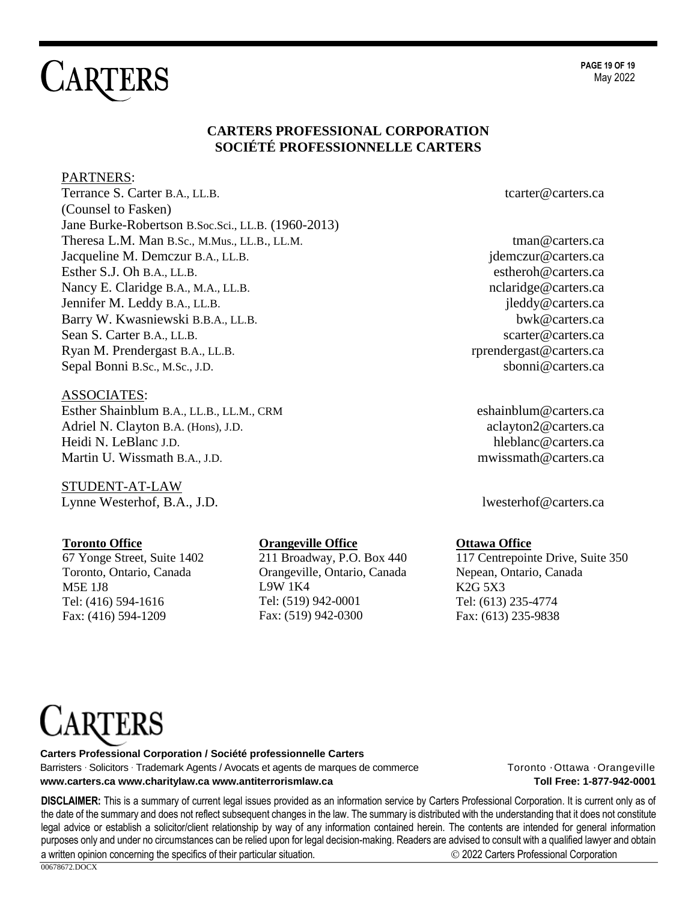**CARTERS PROFESSIONAL CORPORATION**
**SOCIÉTÉ PROFESSIONNELLE CARTERS**

PARTNERS:

| | |
|---|---|
| Terrance S. Carter B.A., LL.B. (Counsel to Fasken) | tcarter@carters.ca |
| Jane Burke-Robertson B.Soc.Sci., LL.B. (1960-2013) | |
| Theresa L.M. Man B.Sc., M.Mus., LL.B., LL.M. | tman@carters.ca |
| Jacqueline M. Demczur B.A., LL.B. | jdemczur@carters.ca |
| Esther S.J. Oh B.A., LL.B. | estheroh@carters.ca |
| Nancy E. Claridge B.A., M.A., LL.B. | nclaridge@carters.ca |
| Jennifer M. Leddy B.A., LL.B. | jleddy@carters.ca |
| Barry W. Kwasniewski B.B.A., LL.B. | bwk@carters.ca |
| Sean S. Carter B.A., LL.B. | scarter@carters.ca |
| Ryan M. Prendergast B.A., LL.B. | rprendergast@carters.ca |
| Sepal Bonni B.Sc., M.Sc., J.D. | sbonni@carters.ca |

ASSOCIATES:

| | |
|---|---|
| Esther Shainblum B.A., LL.B., LL.M., CRM | eshainblum@carters.ca |
| Adriel N. Clayton B.A. (Hons), J.D. | aclayton2@carters.ca |
| Heidi N. LeBlanc J.D. | hleblanc@carters.ca |
| Martin U. Wissmath B.A., J.D. | mwissmath@carters.ca |

STUDENT-AT-LAW

| | |
|---|---|
| Lynne Westerhof, B.A., J.D. | lwesterhof@carters.ca |

**Toronto Office**
67 Yonge Street, Suite 1402
Toronto, Ontario, Canada
M5E 1J8
Tel: (416) 594-1616
Fax: (416) 594-1209

**Orangeville Office**
211 Broadway, P.O. Box 440
Orangeville, Ontario, Canada
L9W 1K4
Tel: (519) 942-0001
Fax: (519) 942-0300

**Ottawa Office**
117 Centrepointe Drive, Suite 350
Nepean, Ontario, Canada
K2G 5X3
Tel: (613) 235-4774
Fax: (613) 235-9838

CARTERS

**Carters Professional Corporation / Société professionnelle Carters**
Barristers · Solicitors · Trademark Agents / Avocats et agents de marques de commerce
Toronto · Ottawa · Orangeville
**www.carters.ca www.charitylaw.ca www.antiterrorismlaw.ca**
**Toll Free: 1-877-942-0001**

**DISCLAIMER:** This is a summary of current legal issues provided as an information service by Carters Professional Corporation. It is current only as of the date of the summary and does not reflect subsequent changes in the law. The summary is distributed with the understanding that it does not constitute legal advice or establish a solicitor/client relationship by way of any information contained herein. The contents are intended for general information purposes only and under no circumstances can be relied upon for legal decision-making. Readers are advised to consult with a qualified lawyer and obtain a written opinion concerning the specifics of their particular situation. © 2022 Carters Professional Corporation

00678672.DOCX